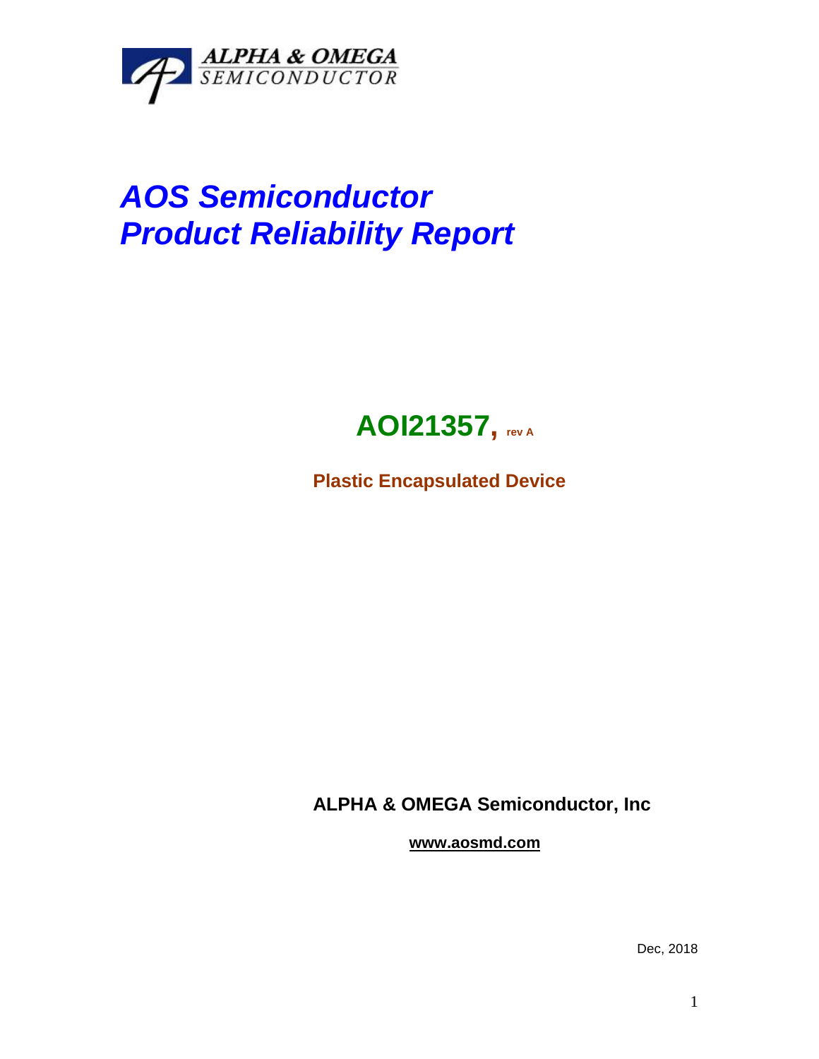ALPHA & OMEGA
SEMICONDUCTOR

# *AOS Semiconductor*
# *Product Reliability Report*

## AOI21357, rev A

**Plastic Encapsulated Device**

**ALPHA & OMEGA Semiconductor, Inc**

**www.aosmd.com**

Dec, 2018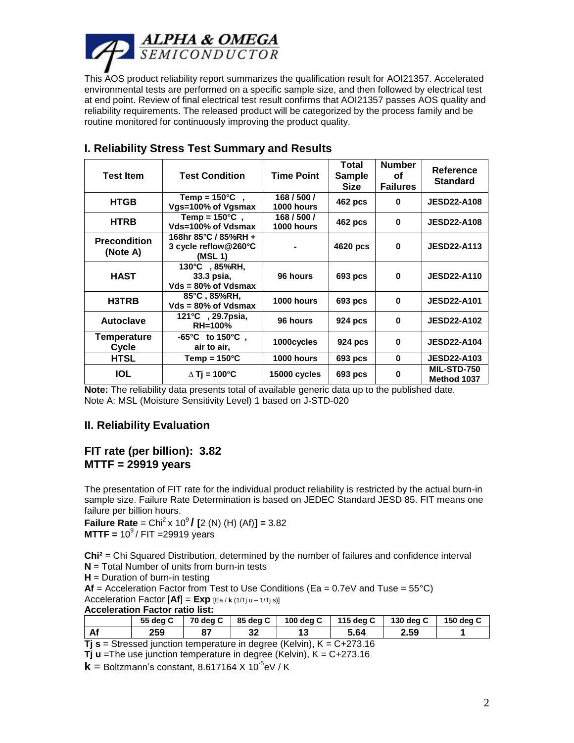ALPHA & OMEGA SEMICONDUCTOR

This AOS product reliability report summarizes the qualification result for AOI21357. Accelerated environmental tests are performed on a specific sample size, and then followed by electrical test at end point. Review of final electrical test result confirms that AOI21357 passes AOS quality and reliability requirements. The released product will be categorized by the process family and be routine monitored for continuously improving the product quality.

## I. Reliability Stress Test Summary and Results

| Test Item | Test Condition | Time Point | Total Sample Size | Number of Failures | Reference Standard |
|---|---|---|---|---|---|
| **HTGB** | **Temp = 150°C , Vgs=100% of Vgsmax** | **168 / 500 / 1000 hours** | **462 pcs** | **0** | **JESD22-A108** |
| **HTRB** | **Temp = 150°C , Vds=100% of Vdsmax** | **168 / 500 / 1000 hours** | **462 pcs** | **0** | **JESD22-A108** |
| **Precondition (Note A)** | **168hr 85°C / 85%RH + 3 cycle reflow@260°C (MSL 1)** | **-** | **4620 pcs** | **0** | **JESD22-A113** |
| **HAST** | **130°C , 85%RH, 33.3 psia, Vds = 80% of Vdsmax** | **96 hours** | **693 pcs** | **0** | **JESD22-A110** |
| **H3TRB** | **85°C , 85%RH, Vds = 80% of Vdsmax** | **1000 hours** | **693 pcs** | **0** | **JESD22-A101** |
| **Autoclave** | **121°C , 29.7psia, RH=100%** | **96 hours** | **924 pcs** | **0** | **JESD22-A102** |
| **Temperature Cycle** | **-65°C to 150°C , air to air,** | **1000cycles** | **924 pcs** | **0** | **JESD22-A104** |
| **HTSL** | **Temp = 150°C** | **1000 hours** | **693 pcs** | **0** | **JESD22-A103** |
| **IOL** | **$\Delta$ Tj = 100°C** | **15000 cycles** | **693 pcs** | **0** | **MIL-STD-750 Method 1037** |

**Note:** The reliability data presents total of available generic data up to the published date.
Note A: MSL (Moisture Sensitivity Level) 1 based on J-STD-020

## II. Reliability Evaluation

### FIT rate (per billion): 3.82
### MTTF = 29919 years

The presentation of FIT rate for the individual product reliability is restricted by the actual burn-in sample size. Failure Rate Determination is based on JEDEC Standard JESD 85. FIT means one failure per billion hours.

**Failure Rate** = $Chi^2 \times 10^9$ **/ [**2 (N) (H) (Af)**] =** 3.82
**MTTF =** $10^9$ / FIT =29919 years

**Chi²** = Chi Squared Distribution, determined by the number of failures and confidence interval
**N** = Total Number of units from burn-in tests
**H** = Duration of burn-in testing
**Af** = Acceleration Factor from Test to Use Conditions (Ea = 0.7eV and Tuse = 55°C)
Acceleration Factor [**Af**] = **Exp** [Ea / **k** (1/Tj u – 1/Tj s)]
**Acceleration Factor ratio list:**

| | 55 deg C | 70 deg C | 85 deg C | 100 deg C | 115 deg C | 130 deg C | 150 deg C |
|---|---|---|---|---|---|---|---|
| **Af** | **259** | **87** | **32** | **13** | **5.64** | **2.59** | **1** |

**Tj s** = Stressed junction temperature in degree (Kelvin), K = C+273.16
**Tj u** =The use junction temperature in degree (Kelvin), K = C+273.16
**k** = Boltzmann's constant, 8.617164 X $10^{-5}$eV / K